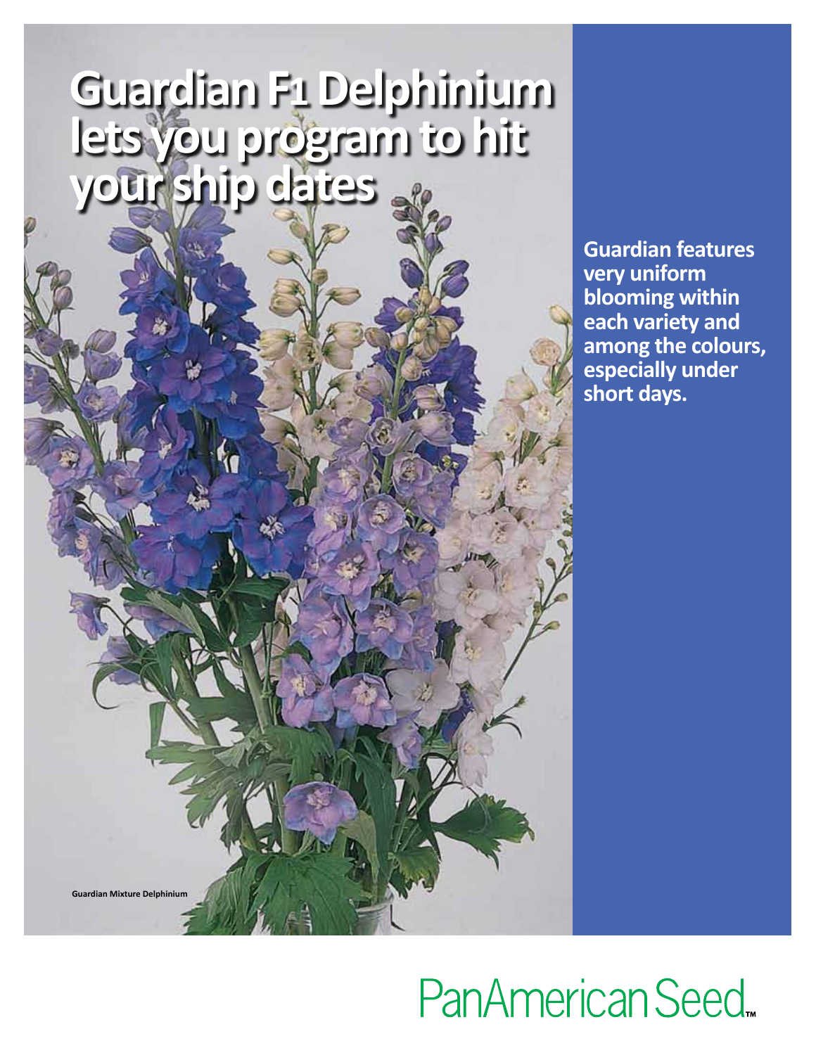# Guardian F1 Delphinium lets you program to hit your ship dates

Guardian Mixture Delphinium

**Guardian features very uniform blooming within each variety and among the colours, especially under short days.**

PanAmerican Seed™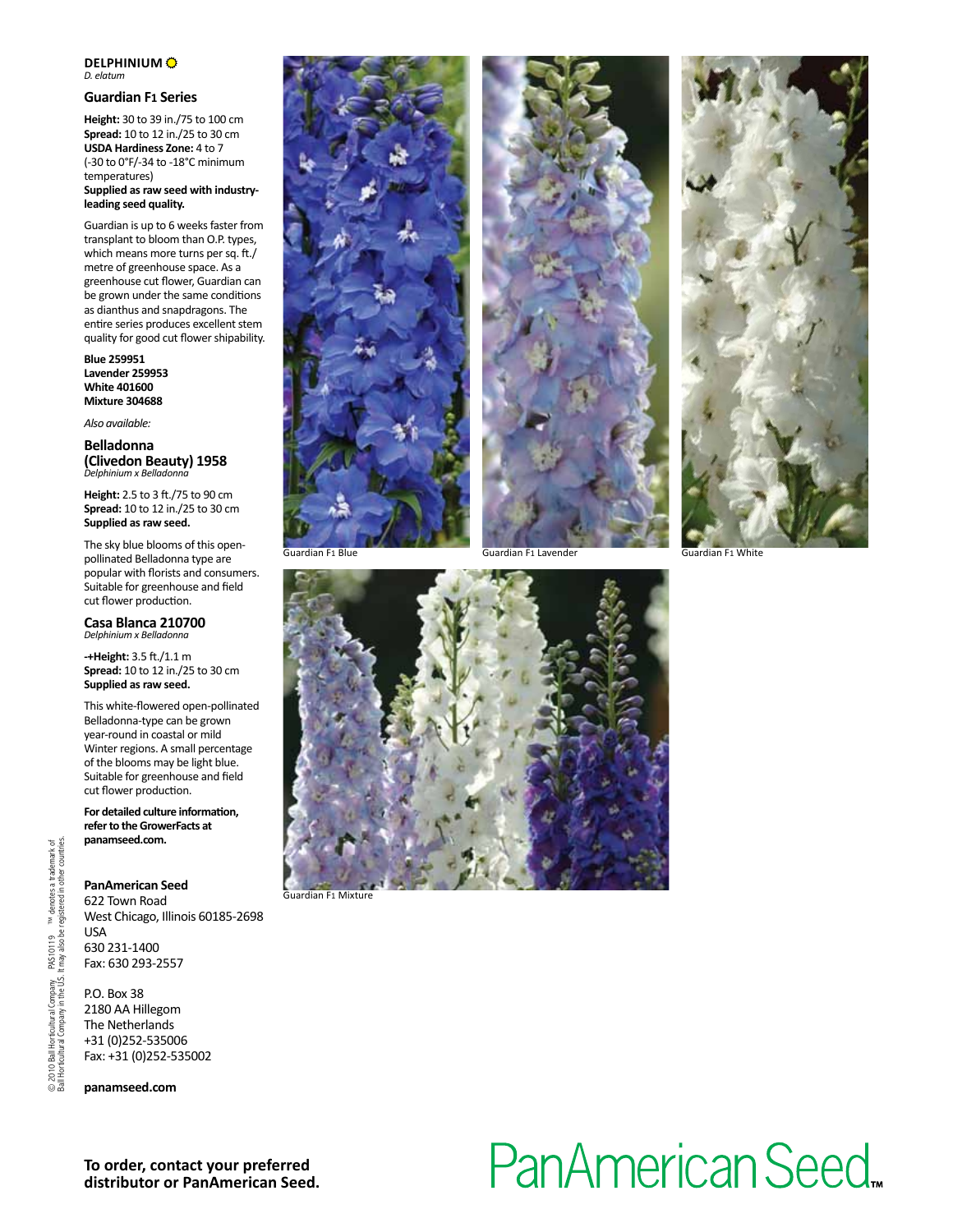**DELPHINIUM**
*D. elatum*

### Guardian F1 Series

**Height:** 30 to 39 in./75 to 100 cm
**Spread:** 10 to 12 in./25 to 30 cm
**USDA Hardiness Zone:** 4 to 7
(-30 to 0°F/-34 to -18°C minimum temperatures)
**Supplied as raw seed with industry-leading seed quality.**

Guardian is up to 6 weeks faster from transplant to bloom than O.P. types, which means more turns per sq. ft./metre of greenhouse space. As a greenhouse cut flower, Guardian can be grown under the same conditions as dianthus and snapdragons. The entire series produces excellent stem quality for good cut flower shipability.

**Blue 259951**
**Lavender 259953**
**White 401600**
**Mixture 304688**

*Also available:*

### Belladonna (Clivedon Beauty) 1958

*Delphinium x Belladonna*

**Height:** 2.5 to 3 ft./75 to 90 cm
**Spread:** 10 to 12 in./25 to 30 cm
**Supplied as raw seed.**

The sky blue blooms of this open-pollinated Belladonna type are popular with florists and consumers. Suitable for greenhouse and field cut flower production.

### Casa Blanca 210700

*Delphinium x Belladonna*

**-+Height:** 3.5 ft./1.1 m
**Spread:** 10 to 12 in./25 to 30 cm
**Supplied as raw seed.**

This white-flowered open-pollinated Belladonna-type can be grown year-round in coastal or mild Winter regions. A small percentage of the blooms may be light blue. Suitable for greenhouse and field cut flower production.

**For detailed culture information, refer to the GrowerFacts at panamseed.com.**

Guardian F1 Blue

Guardian F1 Lavender

Guardian F1 White

Guardian F1 Mixture

**PanAmerican Seed**
622 Town Road
West Chicago, Illinois 60185-2698
USA
630 231-1400
Fax: 630 293-2557

P.O. Box 38
2180 AA Hillegom
The Netherlands
+31 (0)252-535006
Fax: +31 (0)252-535002

**panamseed.com**

© 2010 Ball Horticultural Company PAS10119 ™ denotes a trademark of Ball Horticultural Company in the U.S. It may also be registered in other countries.

**To order, contact your preferred distributor or PanAmerican Seed.**

PanAmerican Seed™